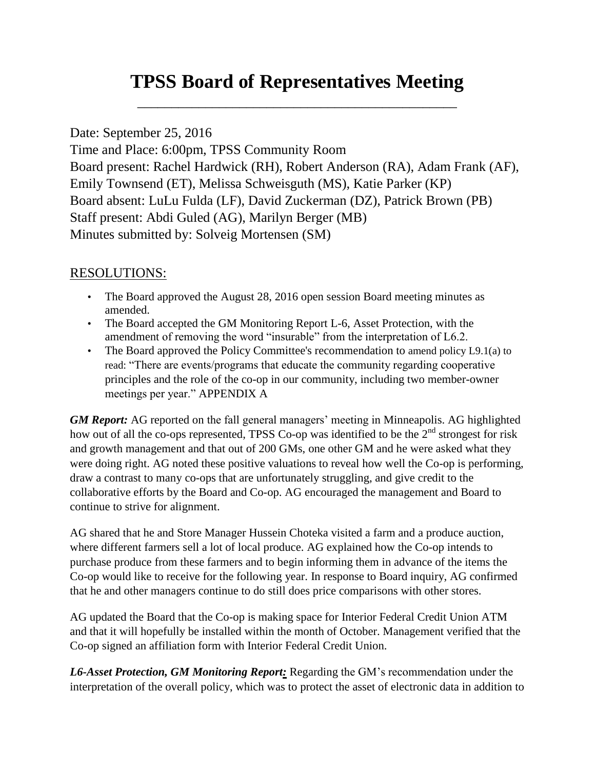# TPSS Board of Representatives Meeting

Date: September 25, 2016
Time and Place: 6:00pm, TPSS Community Room
Board present: Rachel Hardwick (RH), Robert Anderson (RA), Adam Frank (AF), Emily Townsend (ET), Melissa Schweisguth (MS), Katie Parker (KP)
Board absent: LuLu Fulda (LF), David Zuckerman (DZ), Patrick Brown (PB)
Staff present: Abdi Guled (AG), Marilyn Berger (MB)
Minutes submitted by: Solveig Mortensen (SM)

## RESOLUTIONS:

- The Board approved the August 28, 2016 open session Board meeting minutes as amended.
- The Board accepted the GM Monitoring Report L-6, Asset Protection, with the amendment of removing the word "insurable" from the interpretation of L6.2.
- The Board approved the Policy Committee's recommendation to amend policy L9.1(a) to read: "There are events/programs that educate the community regarding cooperative principles and the role of the co-op in our community, including two member-owner meetings per year." APPENDIX A

***GM Report:*** AG reported on the fall general managers' meeting in Minneapolis. AG highlighted how out of all the co-ops represented, TPSS Co-op was identified to be the 2nd strongest for risk and growth management and that out of 200 GMs, one other GM and he were asked what they were doing right. AG noted these positive valuations to reveal how well the Co-op is performing, draw a contrast to many co-ops that are unfortunately struggling, and give credit to the collaborative efforts by the Board and Co-op. AG encouraged the management and Board to continue to strive for alignment.

AG shared that he and Store Manager Hussein Choteka visited a farm and a produce auction, where different farmers sell a lot of local produce. AG explained how the Co-op intends to purchase produce from these farmers and to begin informing them in advance of the items the Co-op would like to receive for the following year. In response to Board inquiry, AG confirmed that he and other managers continue to do still does price comparisons with other stores.

AG updated the Board that the Co-op is making space for Interior Federal Credit Union ATM and that it will hopefully be installed within the month of October. Management verified that the Co-op signed an affiliation form with Interior Federal Credit Union.

***L6-Asset Protection, GM Monitoring Report:*** Regarding the GM's recommendation under the interpretation of the overall policy, which was to protect the asset of electronic data in addition to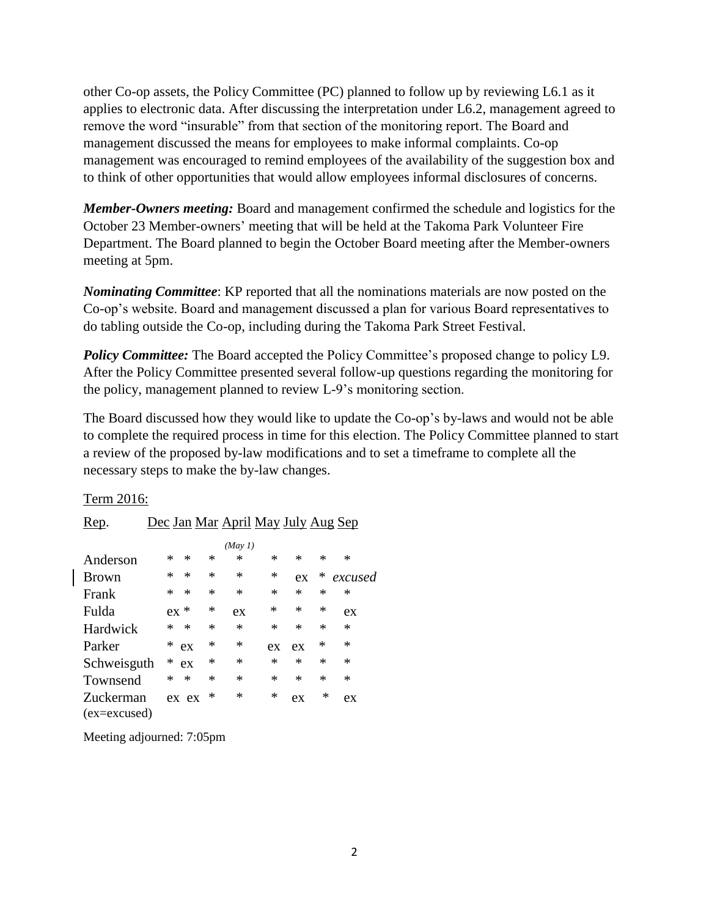other Co-op assets, the Policy Committee (PC) planned to follow up by reviewing L6.1 as it applies to electronic data. After discussing the interpretation under L6.2, management agreed to remove the word "insurable" from that section of the monitoring report. The Board and management discussed the means for employees to make informal complaints. Co-op management was encouraged to remind employees of the availability of the suggestion box and to think of other opportunities that would allow employees informal disclosures of concerns.

***Member-Owners meeting:*** Board and management confirmed the schedule and logistics for the October 23 Member-owners' meeting that will be held at the Takoma Park Volunteer Fire Department. The Board planned to begin the October Board meeting after the Member-owners meeting at 5pm.

***Nominating Committee***: KP reported that all the nominations materials are now posted on the Co-op's website. Board and management discussed a plan for various Board representatives to do tabling outside the Co-op, including during the Takoma Park Street Festival.

***Policy Committee:*** The Board accepted the Policy Committee's proposed change to policy L9. After the Policy Committee presented several follow-up questions regarding the monitoring for the policy, management planned to review L-9's monitoring section.

The Board discussed how they would like to update the Co-op's by-laws and would not be able to complete the required process in time for this election. The Policy Committee planned to start a review of the proposed by-law modifications and to set a timeframe to complete all the necessary steps to make the by-law changes.

Term 2016:

| Rep. | Dec | Jan | Mar | April (May 1) | May | July | Aug | Sep |
|---|---|---|---|---|---|---|---|---|
| Anderson | * | * | * | * | * | * | * | * |
| Brown | * | * | * | * | * | ex | * | *excused* |
| Frank | * | * | * | * | * | * | * | * |
| Fulda | ex | * | * | ex | * | * | * | ex |
| Hardwick | * | * | * | * | * | * | * | * |
| Parker | * | ex | * | * | ex | ex | * | * |
| Schweisguth | * | ex | * | * | * | * | * | * |
| Townsend | * | * | * | * | * | * | * | * |
| Zuckerman | ex | ex | * | * | * | ex | * | ex |

(ex=excused)

Meeting adjourned: 7:05pm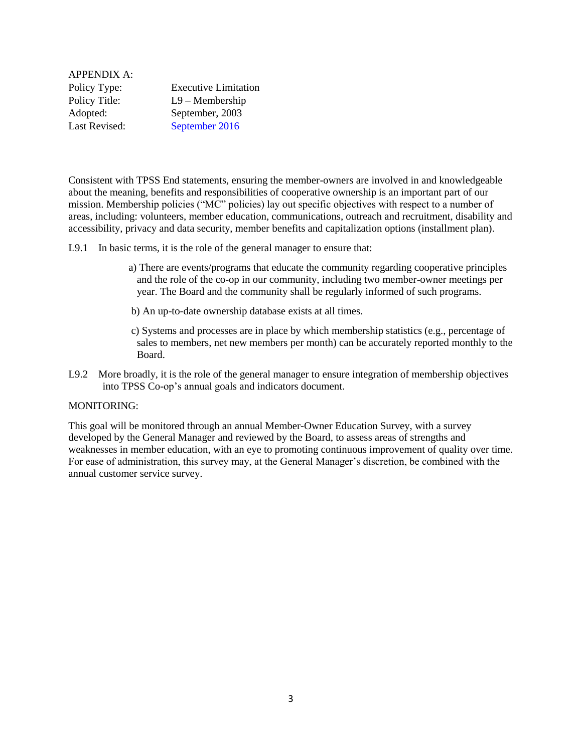APPENDIX A:

| | |
|---|---|
| Policy Type: | Executive Limitation |
| Policy Title: | L9 – Membership |
| Adopted: | September, 2003 |
| Last Revised: | September 2016 |

Consistent with TPSS End statements, ensuring the member-owners are involved in and knowledgeable about the meaning, benefits and responsibilities of cooperative ownership is an important part of our mission. Membership policies ("MC" policies) lay out specific objectives with respect to a number of areas, including: volunteers, member education, communications, outreach and recruitment, disability and accessibility, privacy and data security, member benefits and capitalization options (installment plan).

L9.1 In basic terms, it is the role of the general manager to ensure that:

a) There are events/programs that educate the community regarding cooperative principles and the role of the co-op in our community, including two member-owner meetings per year. The Board and the community shall be regularly informed of such programs.

b) An up-to-date ownership database exists at all times.

c) Systems and processes are in place by which membership statistics (e.g., percentage of sales to members, net new members per month) can be accurately reported monthly to the Board.

L9.2 More broadly, it is the role of the general manager to ensure integration of membership objectives into TPSS Co-op's annual goals and indicators document.

MONITORING:

This goal will be monitored through an annual Member-Owner Education Survey, with a survey developed by the General Manager and reviewed by the Board, to assess areas of strengths and weaknesses in member education, with an eye to promoting continuous improvement of quality over time. For ease of administration, this survey may, at the General Manager's discretion, be combined with the annual customer service survey.